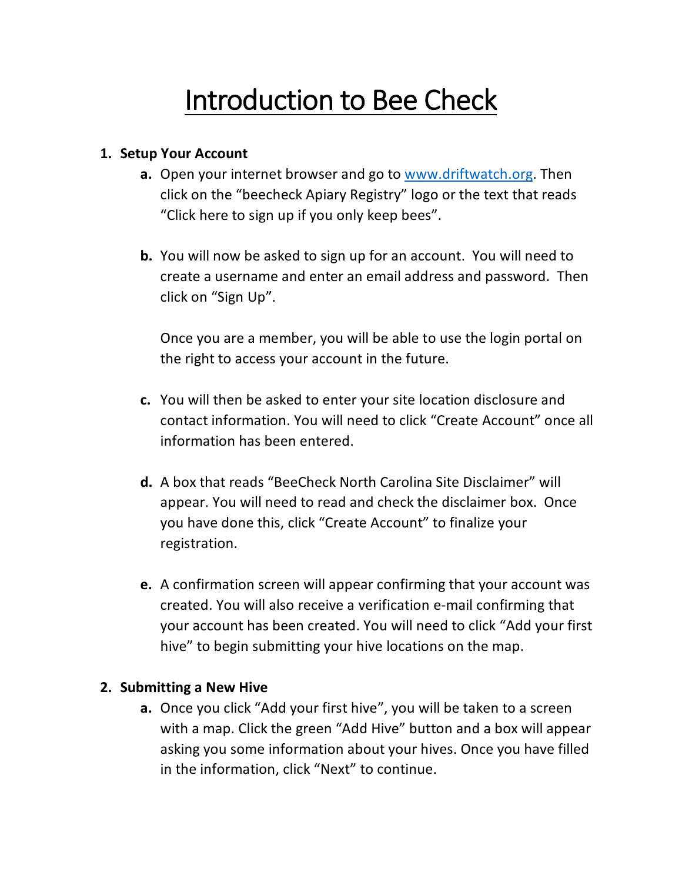# Introduction to Bee Check

1. **Setup Your Account**
   a. Open your internet browser and go to [www.driftwatch.org](http://www.driftwatch.org). Then click on the "beecheck Apiary Registry" logo or the text that reads "Click here to sign up if you only keep bees".

   b. You will now be asked to sign up for an account. You will need to create a username and enter an email address and password. Then click on "Sign Up".

      Once you are a member, you will be able to use the login portal on the right to access your account in the future.

   c. You will then be asked to enter your site location disclosure and contact information. You will need to click "Create Account" once all information has been entered.

   d. A box that reads "BeeCheck North Carolina Site Disclaimer" will appear. You will need to read and check the disclaimer box. Once you have done this, click "Create Account" to finalize your registration.

   e. A confirmation screen will appear confirming that your account was created. You will also receive a verification e-mail confirming that your account has been created. You will need to click "Add your first hive" to begin submitting your hive locations on the map.

2. **Submitting a New Hive**
   a. Once you click "Add your first hive", you will be taken to a screen with a map. Click the green "Add Hive" button and a box will appear asking you some information about your hives. Once you have filled in the information, click "Next" to continue.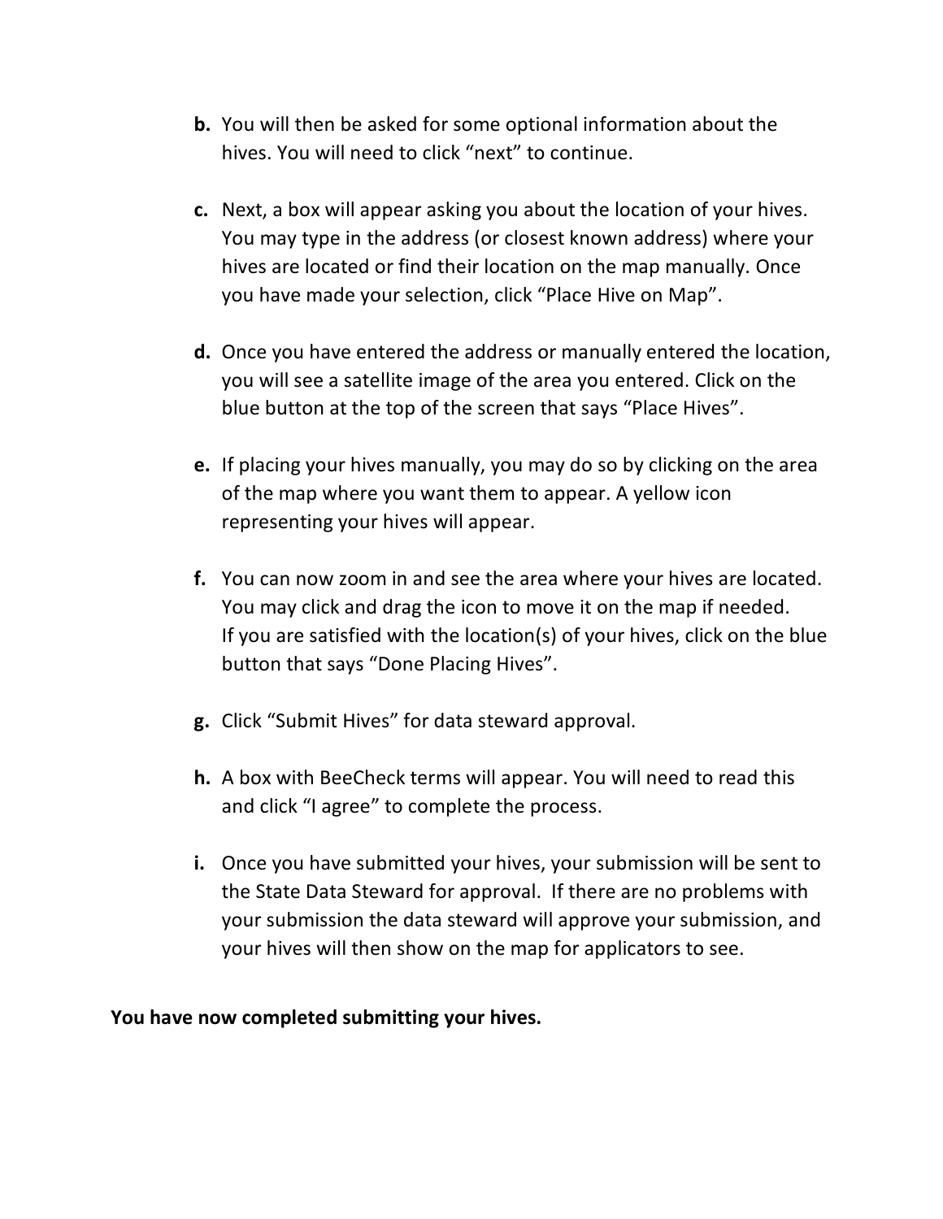b. You will then be asked for some optional information about the hives. You will need to click “next” to continue.

c. Next, a box will appear asking you about the location of your hives. You may type in the address (or closest known address) where your hives are located or find their location on the map manually. Once you have made your selection, click “Place Hive on Map”.

d. Once you have entered the address or manually entered the location, you will see a satellite image of the area you entered. Click on the blue button at the top of the screen that says “Place Hives”.

e. If placing your hives manually, you may do so by clicking on the area of the map where you want them to appear. A yellow icon representing your hives will appear.

f. You can now zoom in and see the area where your hives are located. You may click and drag the icon to move it on the map if needed. If you are satisfied with the location(s) of your hives, click on the blue button that says “Done Placing Hives”.

g. Click “Submit Hives” for data steward approval.

h. A box with BeeCheck terms will appear. You will need to read this and click “I agree” to complete the process.

i. Once you have submitted your hives, your submission will be sent to the State Data Steward for approval. If there are no problems with your submission the data steward will approve your submission, and your hives will then show on the map for applicators to see.

**You have now completed submitting your hives.**